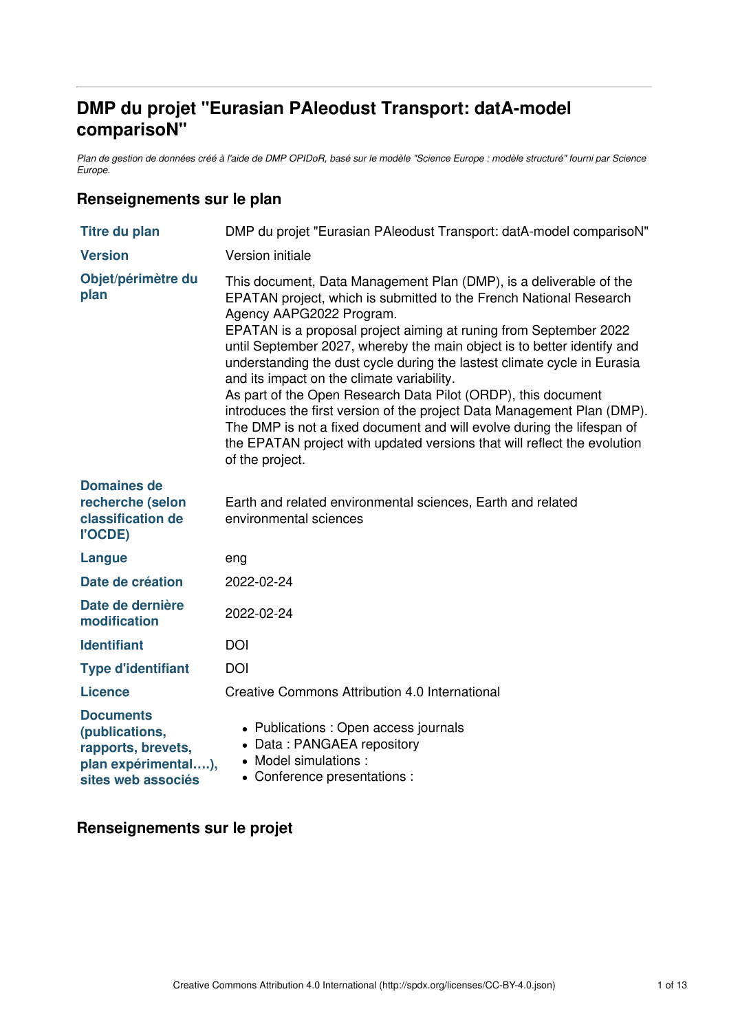# DMP du projet "Eurasian PAleodust Transport: datA-model comparisoN"

*Plan de gestion de données créé à l'aide de DMP OPIDoR, basé sur le modèle "Science Europe : modèle structuré" fourni par Science Europe.*

## Renseignements sur le plan

| | |
|---|---|
| **Titre du plan** | DMP du projet "Eurasian PAleodust Transport: datA-model comparisoN" |
| **Version** | Version initiale |
| **Objet/périmètre du plan** | This document, Data Management Plan (DMP), is a deliverable of the EPATAN project, which is submitted to the French National Research Agency AAPG2022 Program.<br>EPATAN is a proposal project aiming at runing from September 2022 until September 2027, whereby the main object is to better identify and understanding the dust cycle during the lastest climate cycle in Eurasia and its impact on the climate variability.<br>As part of the Open Research Data Pilot (ORDP), this document introduces the first version of the project Data Management Plan (DMP). The DMP is not a fixed document and will evolve during the lifespan of the EPATAN project with updated versions that will reflect the evolution of the project. |
| **Domaines de recherche (selon classification de l'OCDE)** | Earth and related environmental sciences, Earth and related environmental sciences |
| **Langue** | eng |
| **Date de création** | 2022-02-24 |
| **Date de dernière modification** | 2022-02-24 |
| **Identifiant** | DOI |
| **Type d'identifiant** | DOI |
| **Licence** | Creative Commons Attribution 4.0 International |
| **Documents (publications, rapports, brevets, plan expérimental….), sites web associés** | • Publications : Open access journals<br>• Data : PANGAEA repository<br>• Model simulations :<br>• Conference presentations : |

## Renseignements sur le projet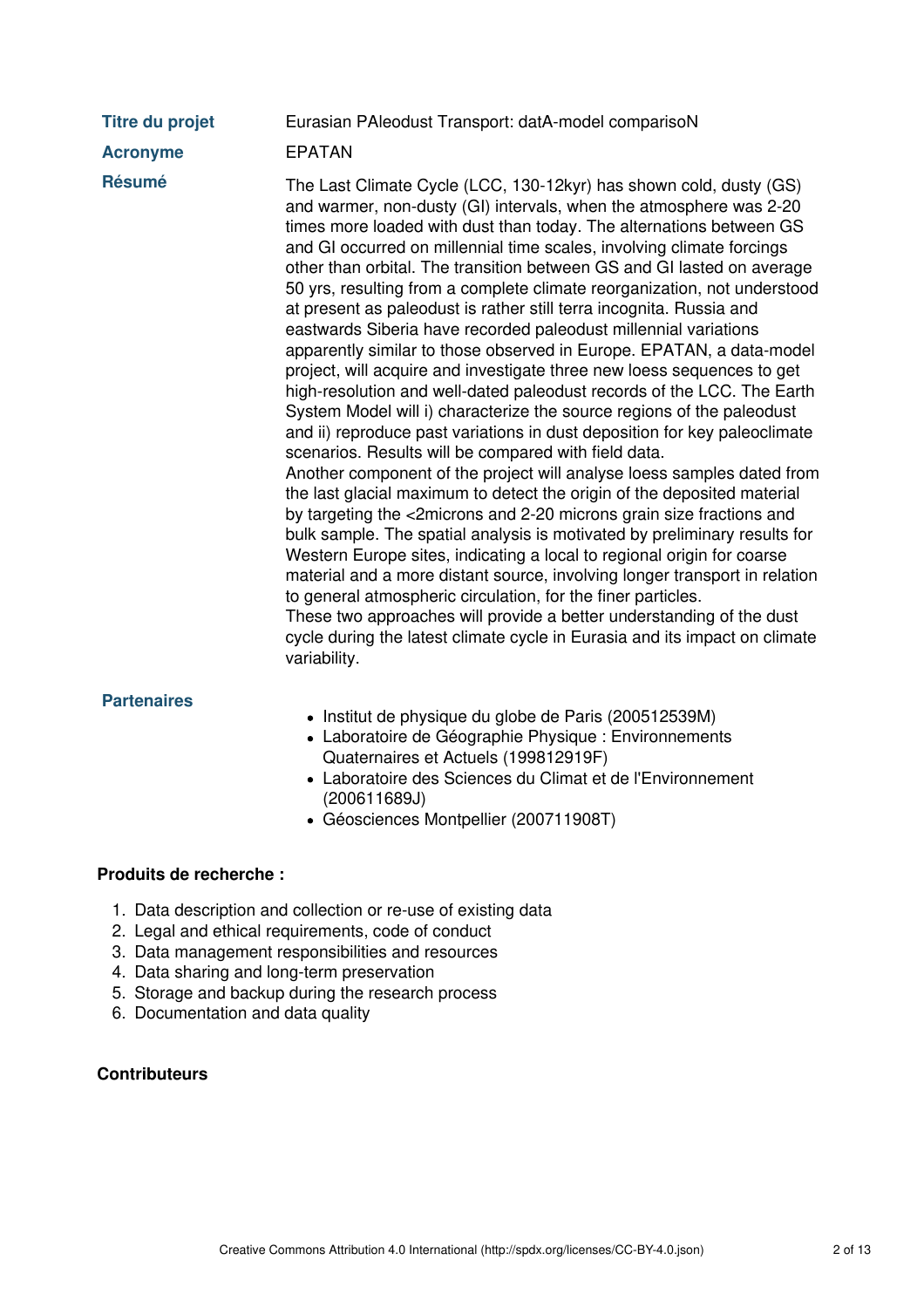**Titre du projet** Eurasian PAleodust Transport: datA-model comparisoN

**Acronyme** EPATAN

**Résumé**

The Last Climate Cycle (LCC, 130-12kyr) has shown cold, dusty (GS) and warmer, non-dusty (GI) intervals, when the atmosphere was 2-20 times more loaded with dust than today. The alternations between GS and GI occurred on millennial time scales, involving climate forcings other than orbital. The transition between GS and GI lasted on average 50 yrs, resulting from a complete climate reorganization, not understood at present as paleodust is rather still terra incognita. Russia and eastwards Siberia have recorded paleodust millennial variations apparently similar to those observed in Europe. EPATAN, a data-model project, will acquire and investigate three new loess sequences to get high-resolution and well-dated paleodust records of the LCC. The Earth System Model will i) characterize the source regions of the paleodust and ii) reproduce past variations in dust deposition for key paleoclimate scenarios. Results will be compared with field data.
Another component of the project will analyse loess samples dated from the last glacial maximum to detect the origin of the deposited material by targeting the <2microns and 2-20 microns grain size fractions and bulk sample. The spatial analysis is motivated by preliminary results for Western Europe sites, indicating a local to regional origin for coarse material and a more distant source, involving longer transport in relation to general atmospheric circulation, for the finer particles.
These two approaches will provide a better understanding of the dust cycle during the latest climate cycle in Eurasia and its impact on climate variability.

**Partenaires**

- Institut de physique du globe de Paris (200512539M)
- Laboratoire de Géographie Physique : Environnements Quaternaires et Actuels (199812919F)
- Laboratoire des Sciences du Climat et de l'Environnement (200611689J)
- Géosciences Montpellier (200711908T)

**Produits de recherche :**

1. Data description and collection or re-use of existing data
2. Legal and ethical requirements, code of conduct
3. Data management responsibilities and resources
4. Data sharing and long-term preservation
5. Storage and backup during the research process
6. Documentation and data quality

**Contributeurs**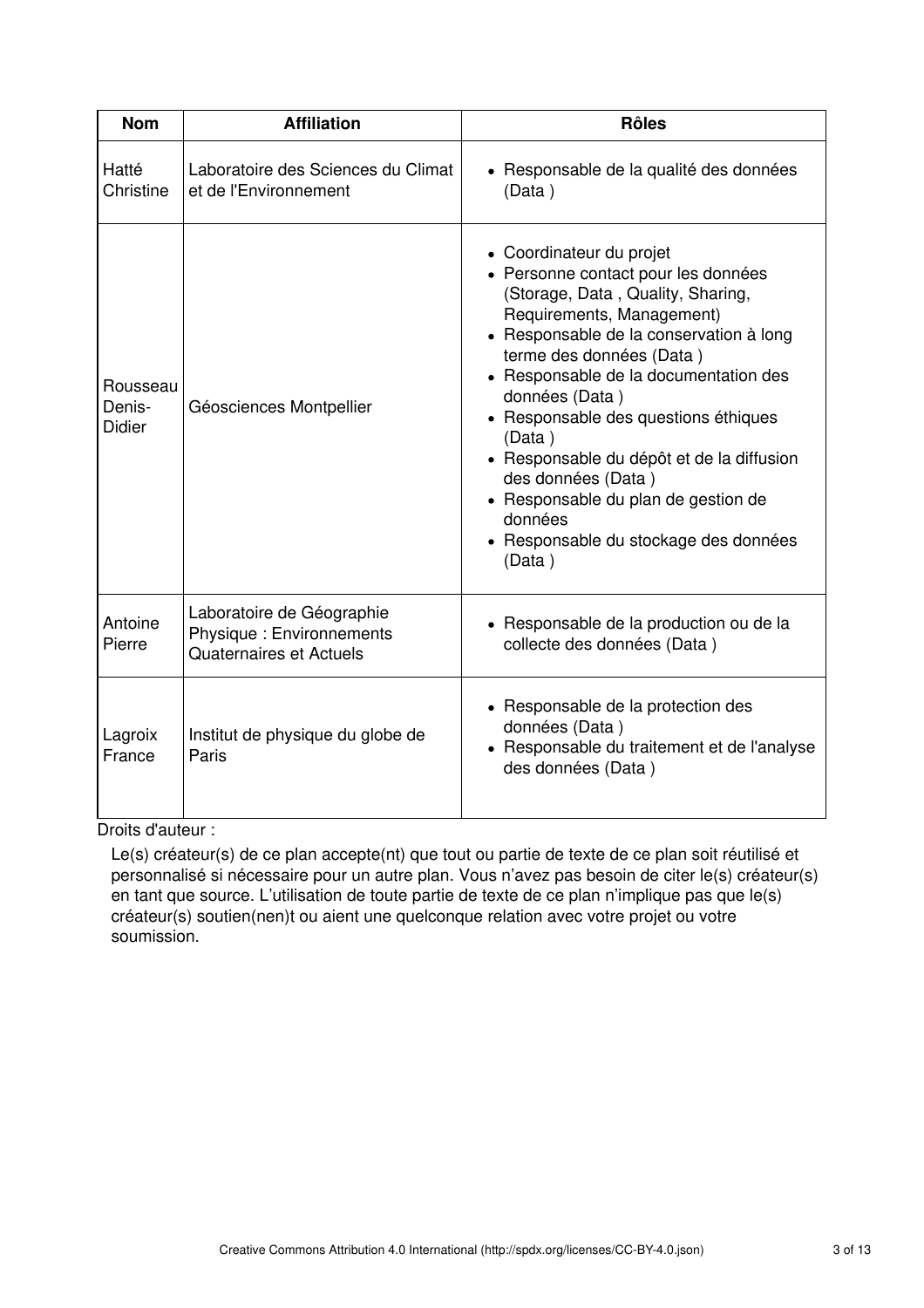| Nom | Affiliation | Rôles |
| --- | --- | --- |
| Hatté Christine | Laboratoire des Sciences du Climat et de l'Environnement | • Responsable de la qualité des données (Data ) |
| Rousseau Denis-Didier | Géosciences Montpellier | • Coordinateur du projet<br>• Personne contact pour les données (Storage, Data , Quality, Sharing, Requirements, Management)<br>• Responsable de la conservation à long terme des données (Data )<br>• Responsable de la documentation des données (Data )<br>• Responsable des questions éthiques (Data )<br>• Responsable du dépôt et de la diffusion des données (Data )<br>• Responsable du plan de gestion de données<br>• Responsable du stockage des données (Data ) |
| Antoine Pierre | Laboratoire de Géographie Physique : Environnements Quaternaires et Actuels | • Responsable de la production ou de la collecte des données (Data ) |
| Lagroix France | Institut de physique du globe de Paris | • Responsable de la protection des données (Data )<br>• Responsable du traitement et de l'analyse des données (Data ) |

Droits d'auteur :

Le(s) créateur(s) de ce plan accepte(nt) que tout ou partie de texte de ce plan soit réutilisé et personnalisé si nécessaire pour un autre plan. Vous n'avez pas besoin de citer le(s) créateur(s) en tant que source. L'utilisation de toute partie de texte de ce plan n'implique pas que le(s) créateur(s) soutien(nen)t ou aient une quelconque relation avec votre projet ou votre soumission.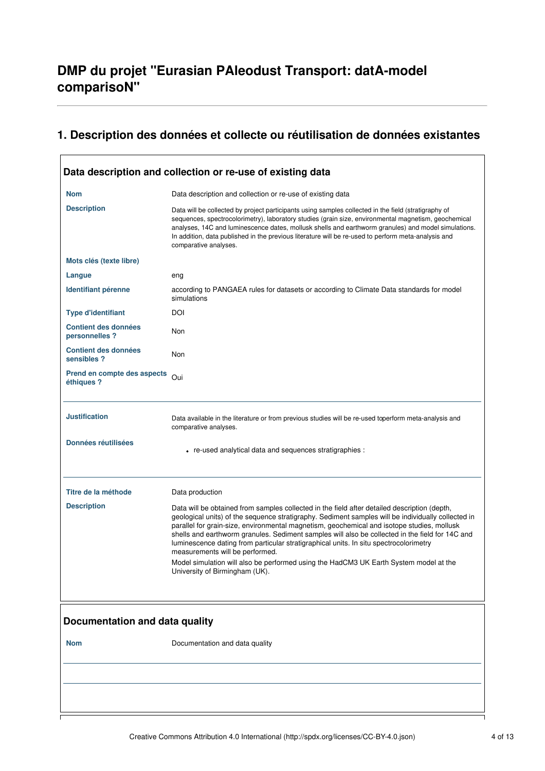# DMP du projet "Eurasian PAleodust Transport: datA-model comparisoN"

## 1. Description des données et collecte ou réutilisation de données existantes

### Data description and collection or re-use of existing data

| | |
|---|---|
| **Nom** | Data description and collection or re-use of existing data |
| **Description** | Data will be collected by project participants using samples collected in the field (stratigraphy of sequences, spectrocolorimetry), laboratory studies (grain size, environmental magnetism, geochemical analyses, 14C and luminescence dates, mollusk shells and earthworm granules) and model simulations. In addition, data published in the previous literature will be re-used to perform meta-analysis and comparative analyses. |
| **Mots clés (texte libre)** | |
| **Langue** | eng |
| **Identifiant pérenne** | according to PANGAEA rules for datasets or according to Climate Data standards for model simulations |
| **Type d'identifiant** | DOI |
| **Contient des données personnelles ?** | Non |
| **Contient des données sensibles ?** | Non |
| **Prend en compte des aspects éthiques ?** | Oui |

| | |
|---|---|
| **Justification** | Data available in the literature or from previous studies will be re-used toperform meta-analysis and comparative analyses. |
| **Données réutilisées** | • re-used analytical data and sequences stratigraphies : |

| | |
|---|---|
| **Titre de la méthode** | Data production |
| **Description** | Data will be obtained from samples collected in the field after detailed description (depth, geological units) of the sequence stratigraphy. Sediment samples will be individually collected in parallel for grain-size, environmental magnetism, geochemical and isotope studies, mollusk shells and earthworm granules. Sediment samples will also be collected in the field for 14C and luminescence dating from particular stratigraphical units. In situ spectrocolorimetry measurements will be performed.<br>Model simulation will also be performed using the HadCM3 UK Earth System model at the University of Birmingham (UK). |

### Documentation and data quality

| | |
|---|---|
| **Nom** | Documentation and data quality |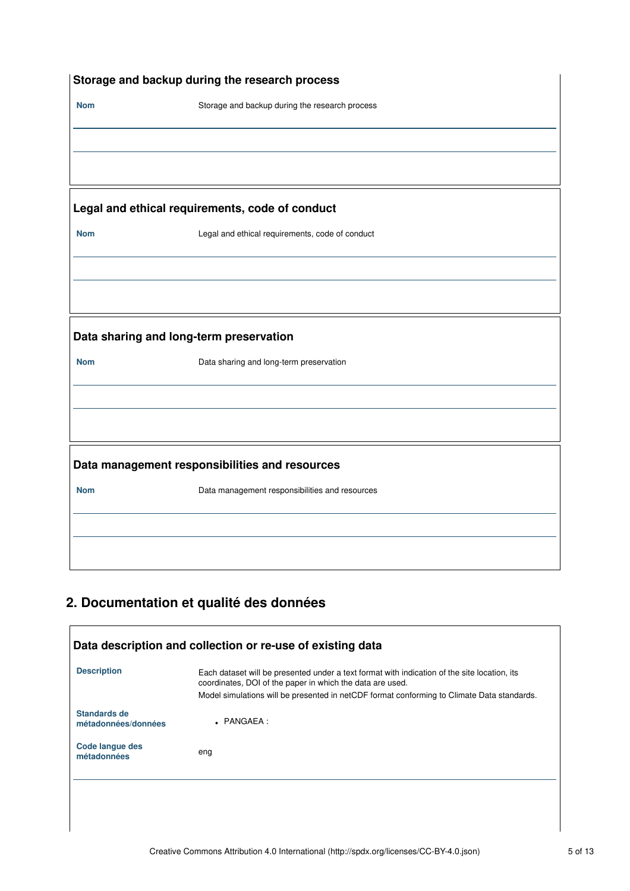### Storage and backup during the research process

| | |
|---|---|
| **Nom** | Storage and backup during the research process |

### Legal and ethical requirements, code of conduct

| | |
|---|---|
| **Nom** | Legal and ethical requirements, code of conduct |

### Data sharing and long-term preservation

| | |
|---|---|
| **Nom** | Data sharing and long-term preservation |

### Data management responsibilities and resources

| | |
|---|---|
| **Nom** | Data management responsibilities and resources |

## 2. Documentation et qualité des données

### Data description and collection or re-use of existing data

| | |
|---|---|
| **Description** | Each dataset will be presented under a text format with indication of the site location, its coordinates, DOI of the paper in which the data are used.<br>Model simulations will be presented in netCDF format conforming to Climate Data standards. |
| **Standards de métadonnées/données** | • PANGAEA : |
| **Code langue des métadonnées** | eng |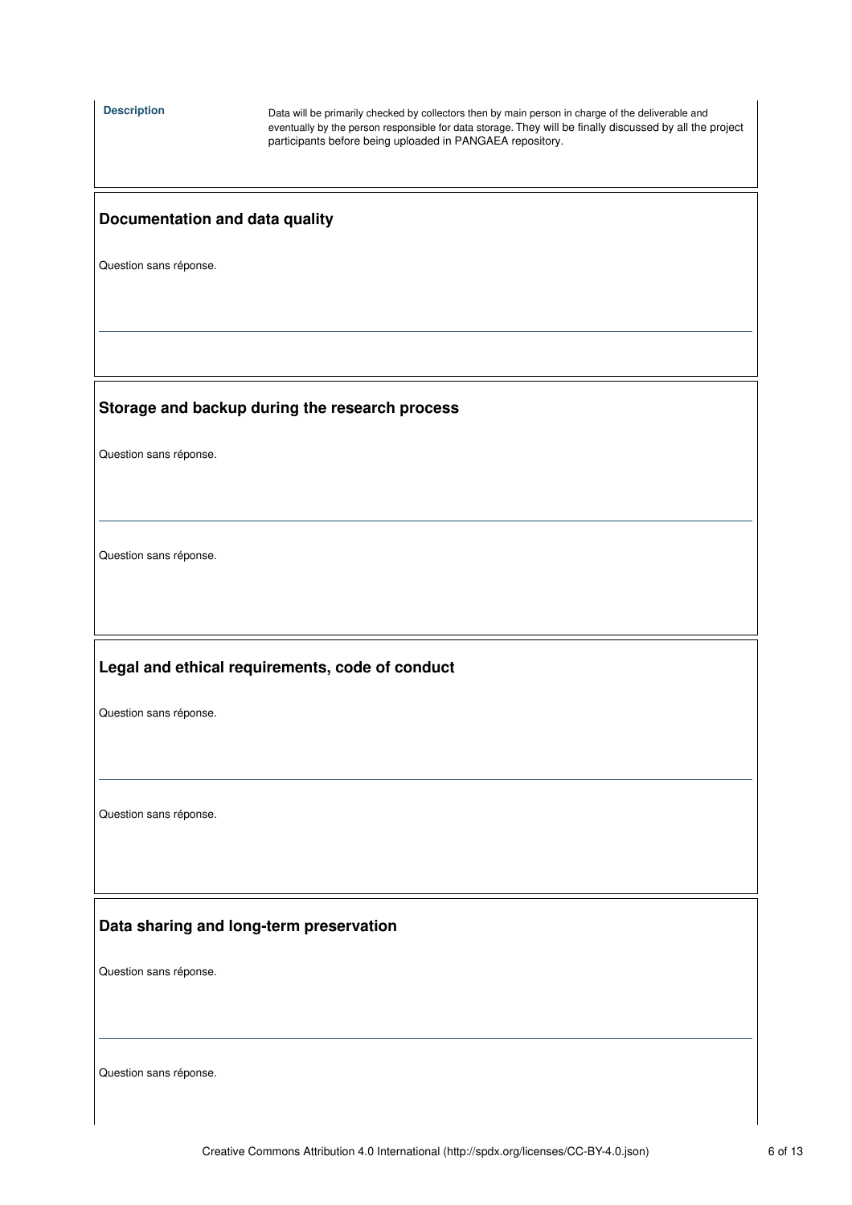**Description**

Data will be primarily checked by collectors then by main person in charge of the deliverable and eventually by the person responsible for data storage. They will be finally discussed by all the project participants before being uploaded in PANGAEA repository.

## Documentation and data quality

Question sans réponse.

## Storage and backup during the research process

Question sans réponse.

Question sans réponse.

## Legal and ethical requirements, code of conduct

Question sans réponse.

Question sans réponse.

## Data sharing and long-term preservation

Question sans réponse.

Question sans réponse.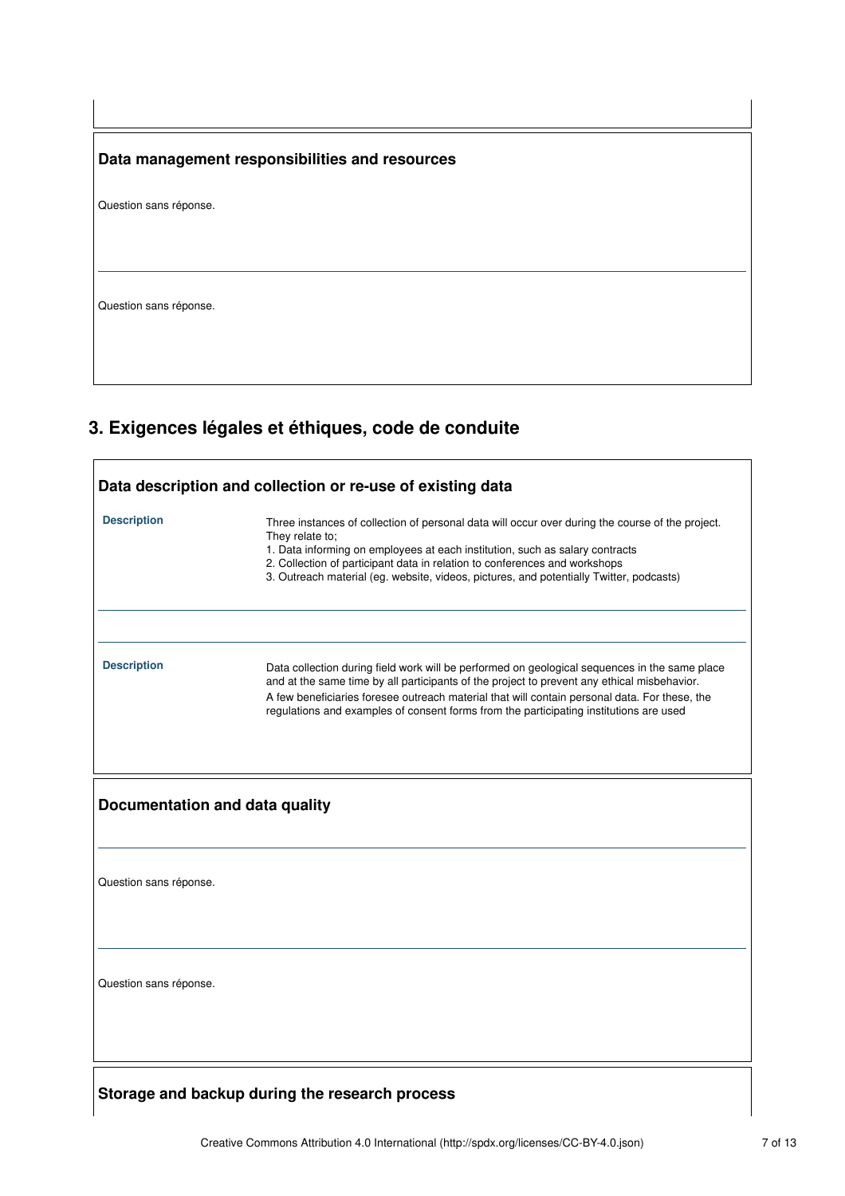### Data management responsibilities and resources

Question sans réponse.

Question sans réponse.

## 3. Exigences légales et éthiques, code de conduite

### Data description and collection or re-use of existing data

**Description**

Three instances of collection of personal data will occur over during the course of the project. They relate to;

1. Data informing on employees at each institution, such as salary contracts
2. Collection of participant data in relation to conferences and workshops
3. Outreach material (eg. website, videos, pictures, and potentially Twitter, podcasts)

**Description**

Data collection during field work will be performed on geological sequences in the same place and at the same time by all participants of the project to prevent any ethical misbehavior.
A few beneficiaries foresee outreach material that will contain personal data. For these, the regulations and examples of consent forms from the participating institutions are used

### Documentation and data quality

Question sans réponse.

Question sans réponse.

### Storage and backup during the research process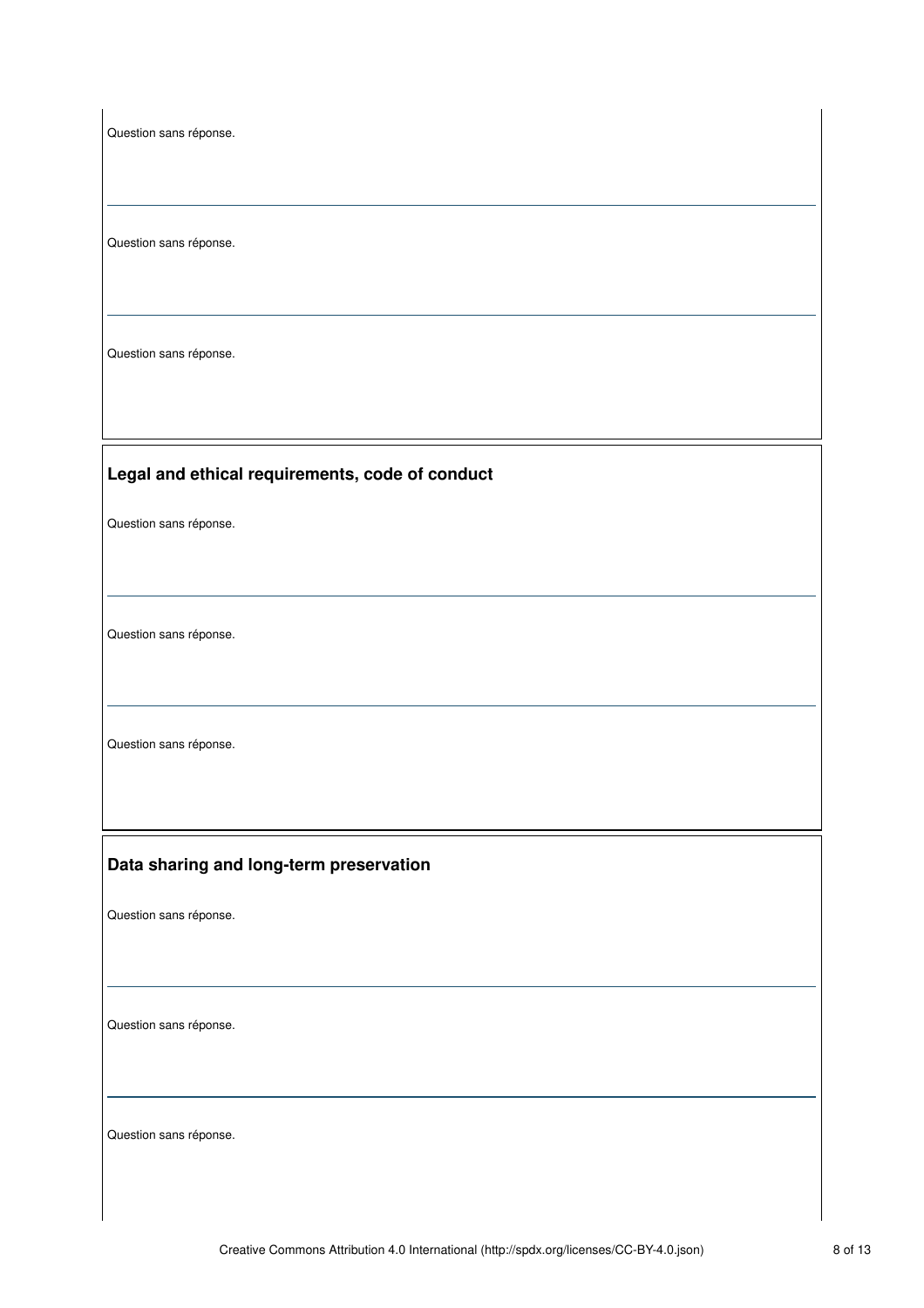Question sans réponse.

Question sans réponse.

Question sans réponse.

## Legal and ethical requirements, code of conduct

Question sans réponse.

Question sans réponse.

Question sans réponse.

## Data sharing and long-term preservation

Question sans réponse.

Question sans réponse.

Question sans réponse.

Creative Commons Attribution 4.0 International (http://spdx.org/licenses/CC-BY-4.0.json)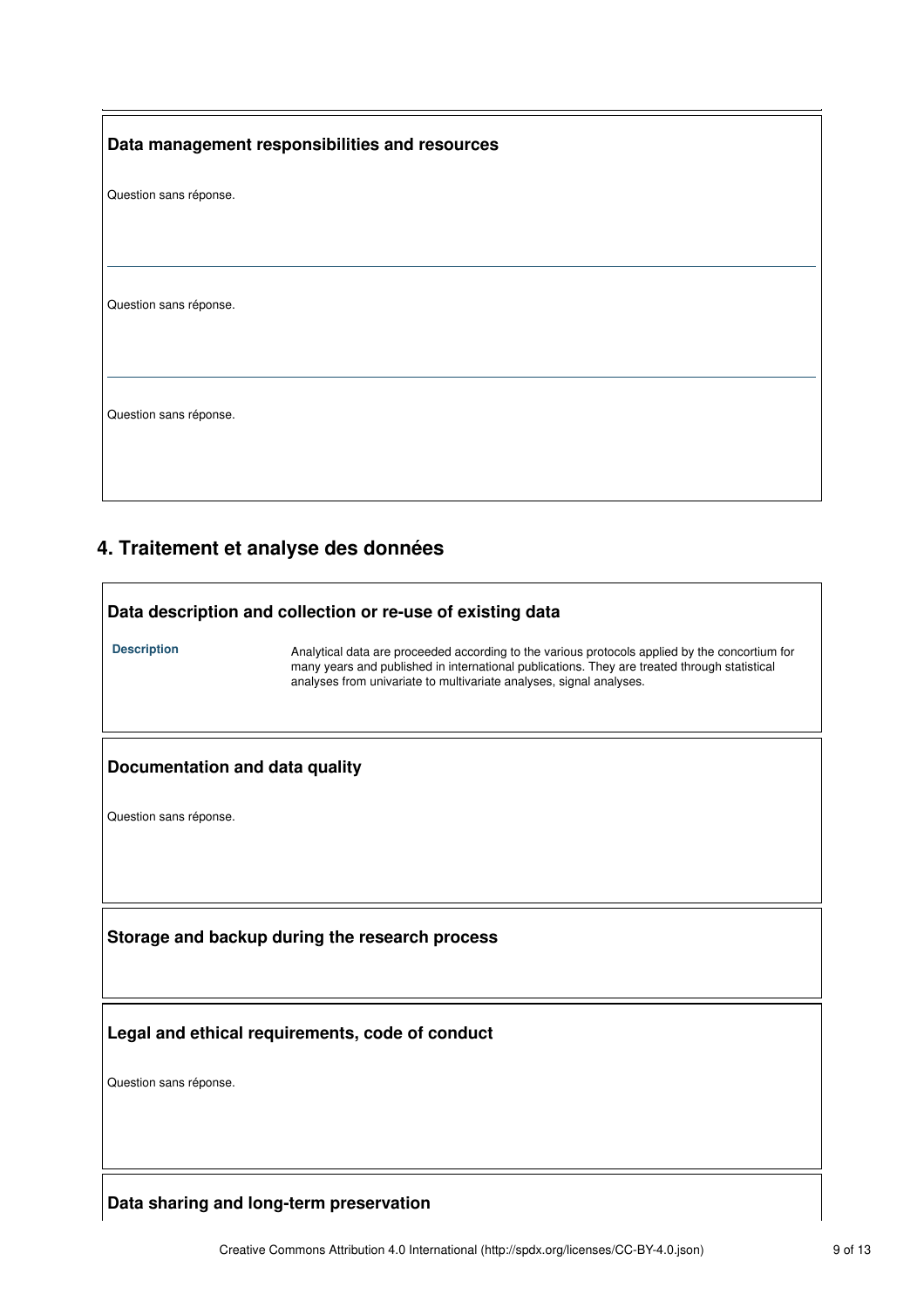### Data management responsibilities and resources

Question sans réponse.

---

Question sans réponse.

---

Question sans réponse.

## 4. Traitement et analyse des données

### Data description and collection or re-use of existing data

**Description**

Analytical data are proceeded according to the various protocols applied by the concortium for many years and published in international publications. They are treated through statistical analyses from univariate to multivariate analyses, signal analyses.

### Documentation and data quality

Question sans réponse.

### Storage and backup during the research process

### Legal and ethical requirements, code of conduct

Question sans réponse.

### Data sharing and long-term preservation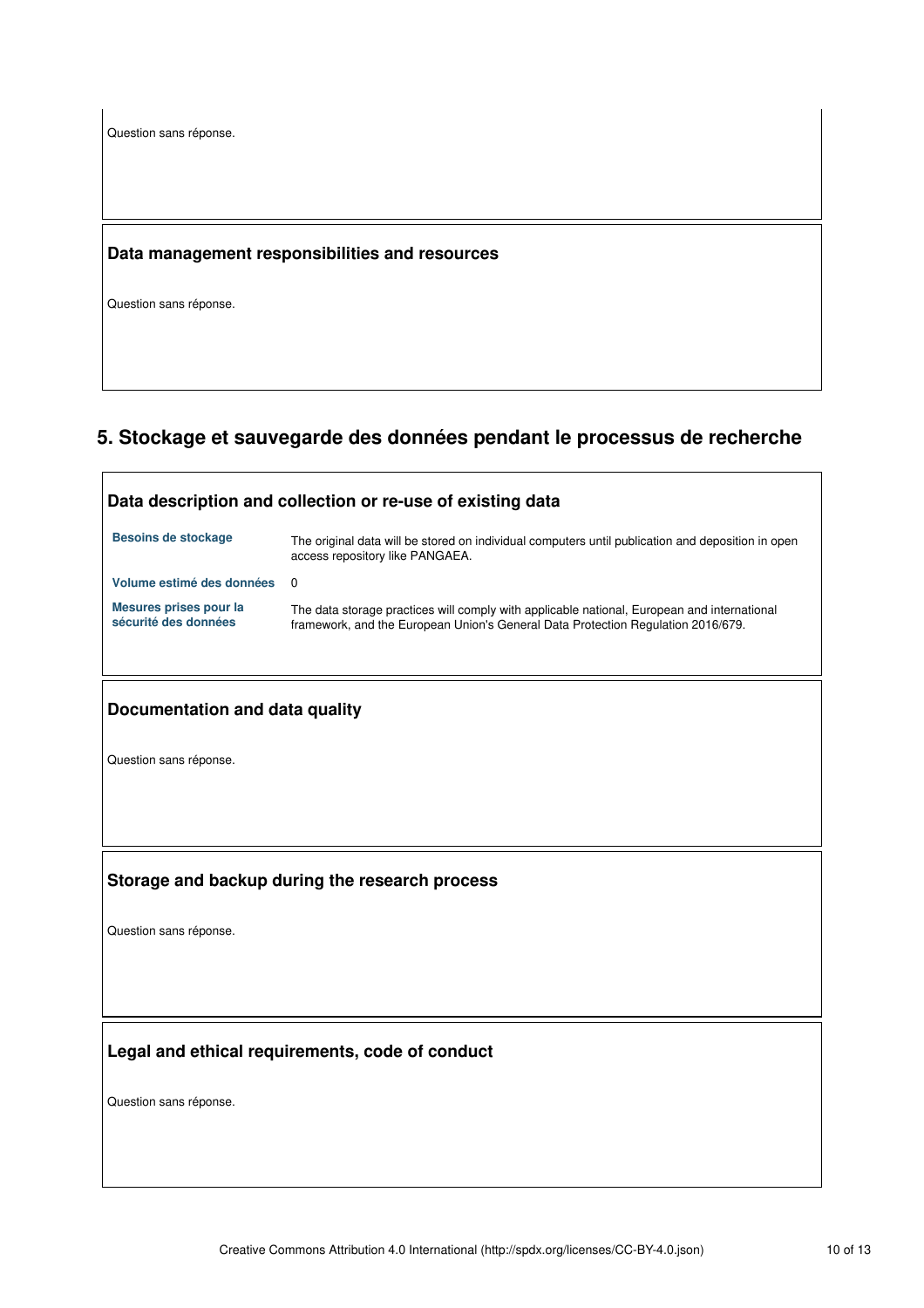Question sans réponse.

### Data management responsibilities and resources

Question sans réponse.

## 5. Stockage et sauvegarde des données pendant le processus de recherche

### Data description and collection or re-use of existing data

| | |
|---|---|
| **Besoins de stockage** | The original data will be stored on individual computers until publication and deposition in open access repository like PANGAEA. |
| **Volume estimé des données** | 0 |
| **Mesures prises pour la sécurité des données** | The data storage practices will comply with applicable national, European and international framework, and the European Union's General Data Protection Regulation 2016/679. |

### Documentation and data quality

Question sans réponse.

### Storage and backup during the research process

Question sans réponse.

### Legal and ethical requirements, code of conduct

Question sans réponse.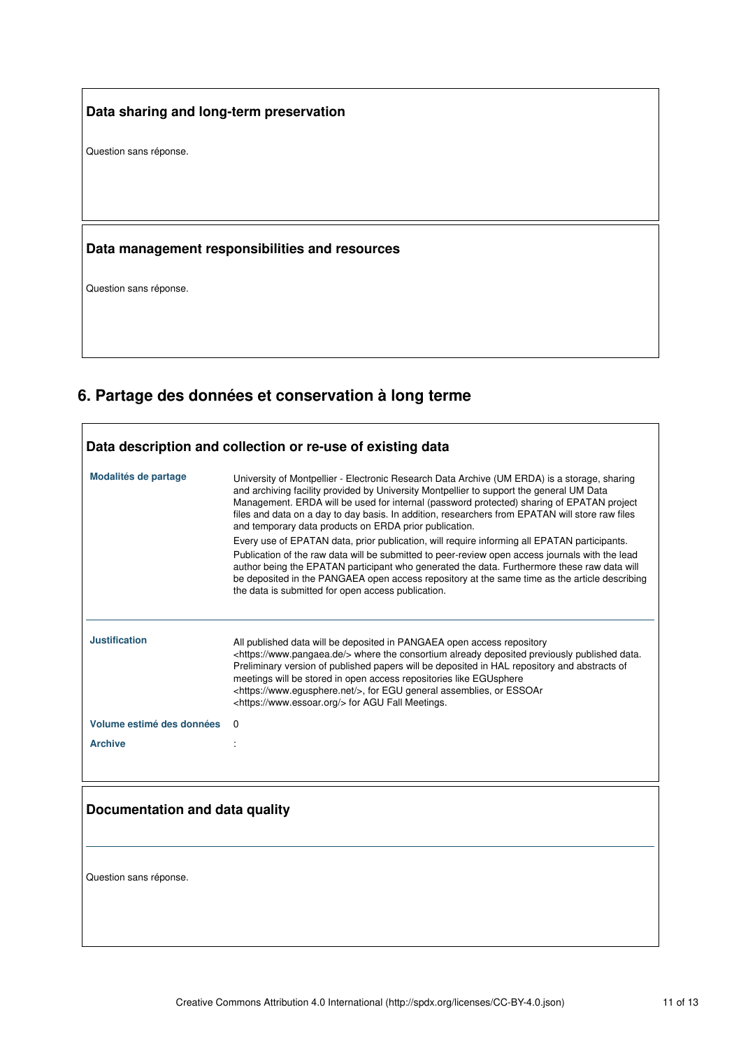### Data sharing and long-term preservation

Question sans réponse.

### Data management responsibilities and resources

Question sans réponse.

## 6. Partage des données et conservation à long terme

### Data description and collection or re-use of existing data

**Modalités de partage**

University of Montpellier - Electronic Research Data Archive (UM ERDA) is a storage, sharing and archiving facility provided by University Montpellier to support the general UM Data Management. ERDA will be used for internal (password protected) sharing of EPATAN project files and data on a day to day basis. In addition, researchers from EPATAN will store raw files and temporary data products on ERDA prior publication.

Every use of EPATAN data, prior publication, will require informing all EPATAN participants.

Publication of the raw data will be submitted to peer-review open access journals with the lead author being the EPATAN participant who generated the data. Furthermore these raw data will be deposited in the PANGAEA open access repository at the same time as the article describing the data is submitted for open access publication.

**Justification**

All published data will be deposited in PANGAEA open access repository <https://www.pangaea.de/> where the consortium already deposited previously published data. Preliminary version of published papers will be deposited in HAL repository and abstracts of meetings will be stored in open access repositories like EGUsphere <https://www.egusphere.net/>, for EGU general assemblies, or ESSOAr <https://www.essoar.org/> for AGU Fall Meetings.

**Volume estimé des données** 0

**Archive** :

### Documentation and data quality

Question sans réponse.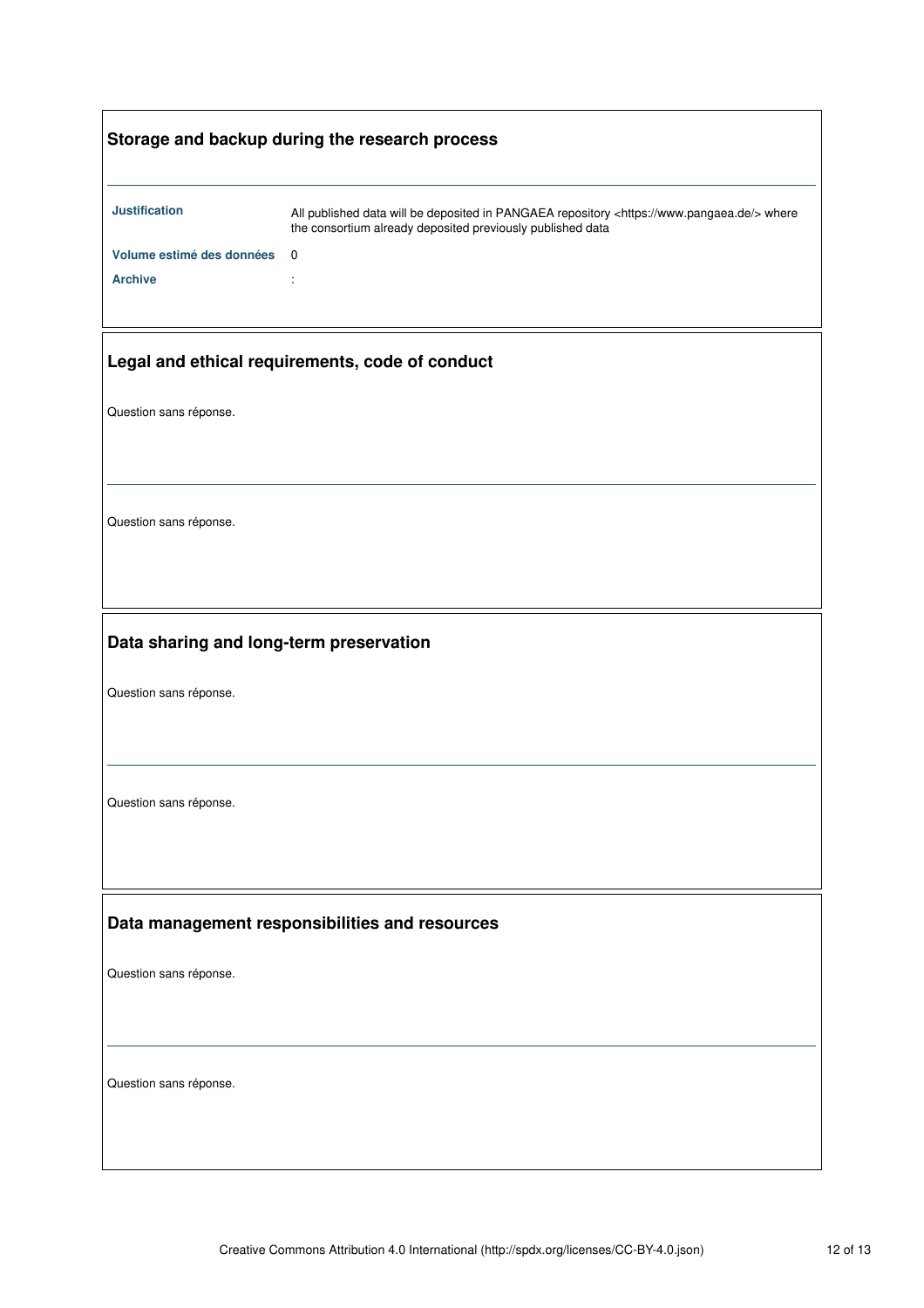## Storage and backup during the research process

| | |
|---|---|
| **Justification** | All published data will be deposited in PANGAEA repository <https://www.pangaea.de/> where the consortium already deposited previously published data |
| **Volume estimé des données** | 0 |
| **Archive** | : |

## Legal and ethical requirements, code of conduct

Question sans réponse.

---

Question sans réponse.

## Data sharing and long-term preservation

Question sans réponse.

---

Question sans réponse.

## Data management responsibilities and resources

Question sans réponse.

---

Question sans réponse.

Creative Commons Attribution 4.0 International (http://spdx.org/licenses/CC-BY-4.0.json)